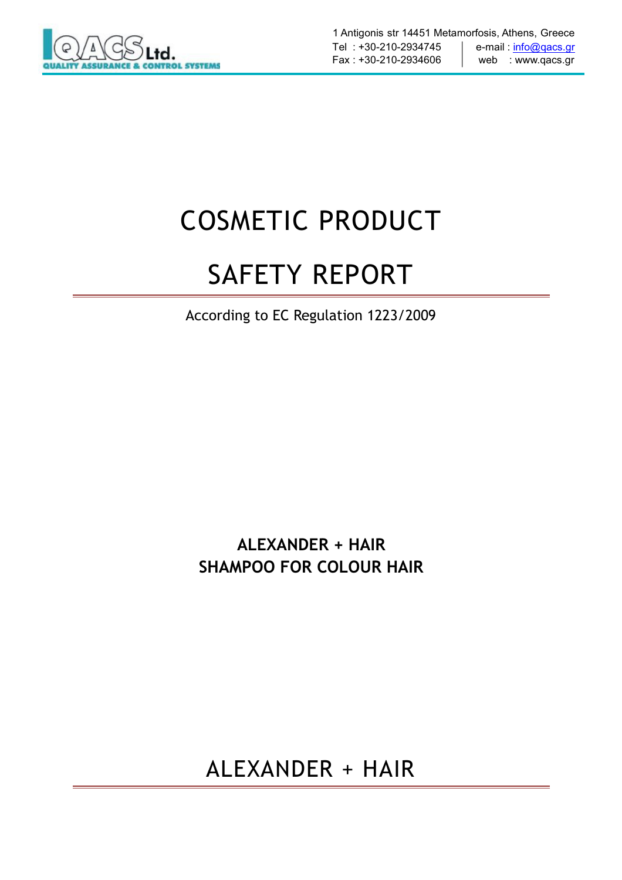QACS Ltd.
QUALITY ASSURANCE & CONTROL SYSTEMS

1 Antigonis str 14451 Metamorfosis, Athens, Greece
Tel : +30-210-2934745 | e-mail : info@qacs.gr
Fax : +30-210-2934606 | web : www.qacs.gr

# COSMETIC PRODUCT

# SAFETY REPORT

According to EC Regulation 1223/2009

**ALEXANDER + HAIR**
**SHAMPOO FOR COLOUR HAIR**

## ALEXANDER + HAIR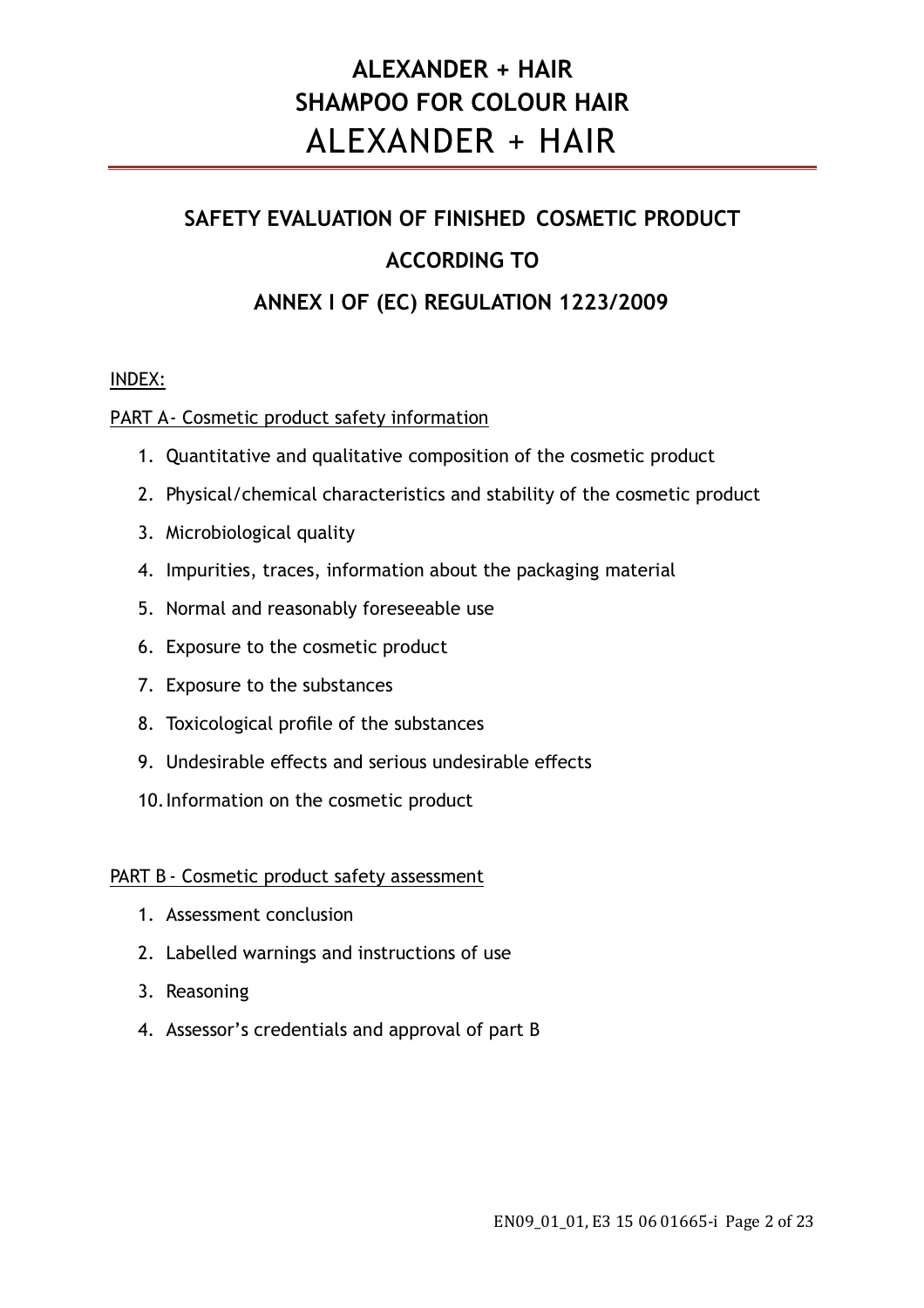# ALEXANDER + HAIR
# SHAMPOO FOR COLOUR HAIR
# ALEXANDER + HAIR

## SAFETY EVALUATION OF FINISHED COSMETIC PRODUCT

## ACCORDING TO

## ANNEX I OF (EC) REGULATION 1223/2009

INDEX:

PART A- Cosmetic product safety information

1. Quantitative and qualitative composition of the cosmetic product
2. Physical/chemical characteristics and stability of the cosmetic product
3. Microbiological quality
4. Impurities, traces, information about the packaging material
5. Normal and reasonably foreseeable use
6. Exposure to the cosmetic product
7. Exposure to the substances
8. Toxicological profile of the substances
9. Undesirable effects and serious undesirable effects
10. Information on the cosmetic product

PART B - Cosmetic product safety assessment

1. Assessment conclusion
2. Labelled warnings and instructions of use
3. Reasoning
4. Assessor's credentials and approval of part B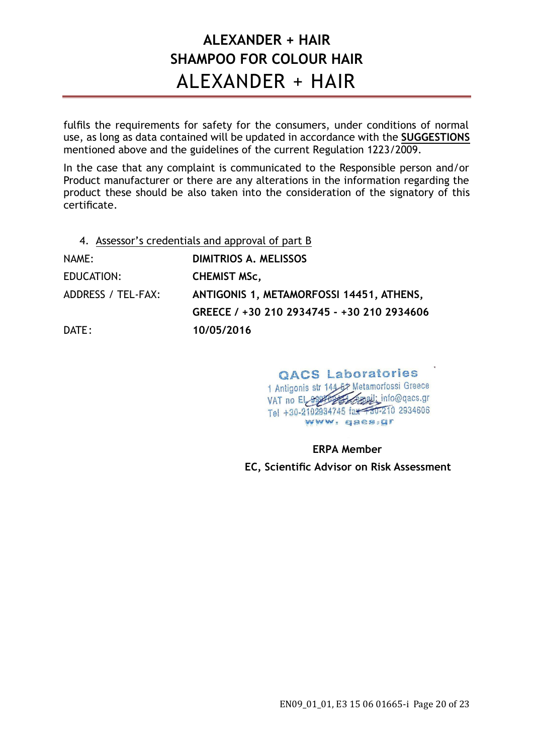# ALEXANDER + HAIR
## SHAMPOO FOR COLOUR HAIR
## ALEXANDER + HAIR

fulfils the requirements for safety for the consumers, under conditions of normal use, as long as data contained will be updated in accordance with the **SUGGESTIONS** mentioned above and the guidelines of the current Regulation 1223/2009.

In the case that any complaint is communicated to the Responsible person and/or Product manufacturer or there are any alterations in the information regarding the product these should be also taken into the consideration of the signatory of this certificate.

4. Assessor's credentials and approval of part B

| | |
|---|---|
| NAME: | **DIMITRIOS A. MELISSOS** |
| EDUCATION: | **CHEMIST MSc,** |
| ADDRESS / TEL-FAX: | **ANTIGONIS 1, METAMORFOSSI 14451, ATHENS, GREECE / +30 210 2934745 - +30 210 2934606** |
| DATE: | **10/05/2016** |

QACS Laboratories
1 Antigonis str 144 51 Metamorfossi Greece
VAT no EL [illegible] email: info@qacs.gr
Tel +30-2102934745 fax +30-210 2934606
www.qacs.gr

**ERPA Member**

**EC, Scientific Advisor on Risk Assessment**